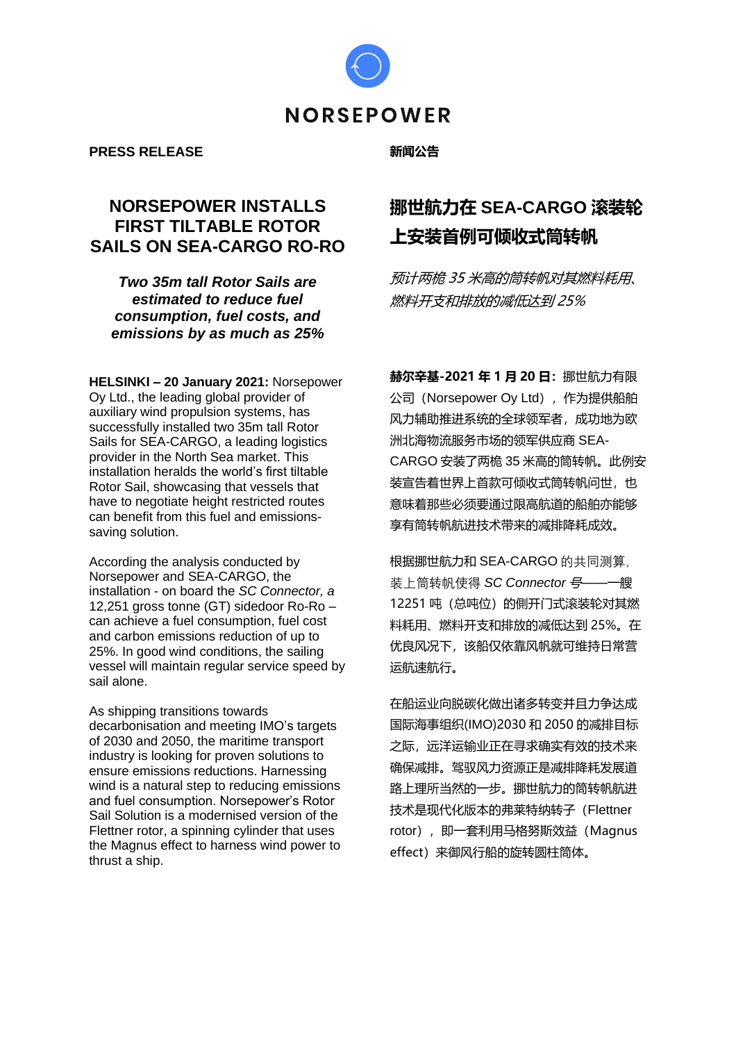NORSEPOWER

**PRESS RELEASE**

# NORSEPOWER INSTALLS FIRST TILTABLE ROTOR SAILS ON SEA-CARGO RO-RO

***Two 35m tall Rotor Sails are estimated to reduce fuel consumption, fuel costs, and emissions by as much as 25%***

**HELSINKI – 20 January 2021:** Norsepower Oy Ltd., the leading global provider of auxiliary wind propulsion systems, has successfully installed two 35m tall Rotor Sails for SEA-CARGO, a leading logistics provider in the North Sea market. This installation heralds the world's first tiltable Rotor Sail, showcasing that vessels that have to negotiate height restricted routes can benefit from this fuel and emissions-saving solution.

According the analysis conducted by Norsepower and SEA-CARGO, the installation - on board the *SC Connector, a* 12,251 gross tonne (GT) sidedoor Ro-Ro – can achieve a fuel consumption, fuel cost and carbon emissions reduction of up to 25%. In good wind conditions, the sailing vessel will maintain regular service speed by sail alone.

As shipping transitions towards decarbonisation and meeting IMO's targets of 2030 and 2050, the maritime transport industry is looking for proven solutions to ensure emissions reductions. Harnessing wind is a natural step to reducing emissions and fuel consumption. Norsepower's Rotor Sail Solution is a modernised version of the Flettner rotor, a spinning cylinder that uses the Magnus effect to harness wind power to thrust a ship.

**新闻公告**

# 挪世航力在 SEA-CARGO 滚装轮上安装首例可倾收式筒转帆

*预计两桅 35 米高的筒转帆对其燃料耗用、燃料开支和排放的减低达到 25%*

**赫尔辛基-2021 年 1 月 20 日:** 挪世航力有限公司（Norsepower Oy Ltd），作为提供船舶风力辅助推进系统的全球领军者，成功地为欧洲北海物流服务市场的领军供应商 SEA-CARGO 安装了两桅 35 米高的筒转帆。此例安装宣告着世界上首款可倾收式筒转帆问世，也意味着那些必须要通过限高航道的船舶亦能够享有筒转帆航进技术带来的减排降耗成效。

根据挪世航力和 SEA-CARGO 的共同测算，装上筒转帆使得 *SC Connector 号*——一艘 12251 吨（总吨位）的侧开门式滚装轮对其燃料耗用、燃料开支和排放的减低达到 25%。在优良风况下，该船仅依靠风帆就可维持日常营运航速航行。

在船运业向脱碳化做出诸多转变并且力争达成国际海事组织(IMO)2030 和 2050 的减排目标之际，远洋运输业正在寻求确实有效的技术来确保减排。驾驭风力资源正是减排降耗发展道路上理所当然的一步。挪世航力的筒转帆航进技术是现代化版本的弗莱特纳转子（Flettner rotor），即一套利用马格努斯效益（Magnus effect）来御风行船的旋转圆柱筒体。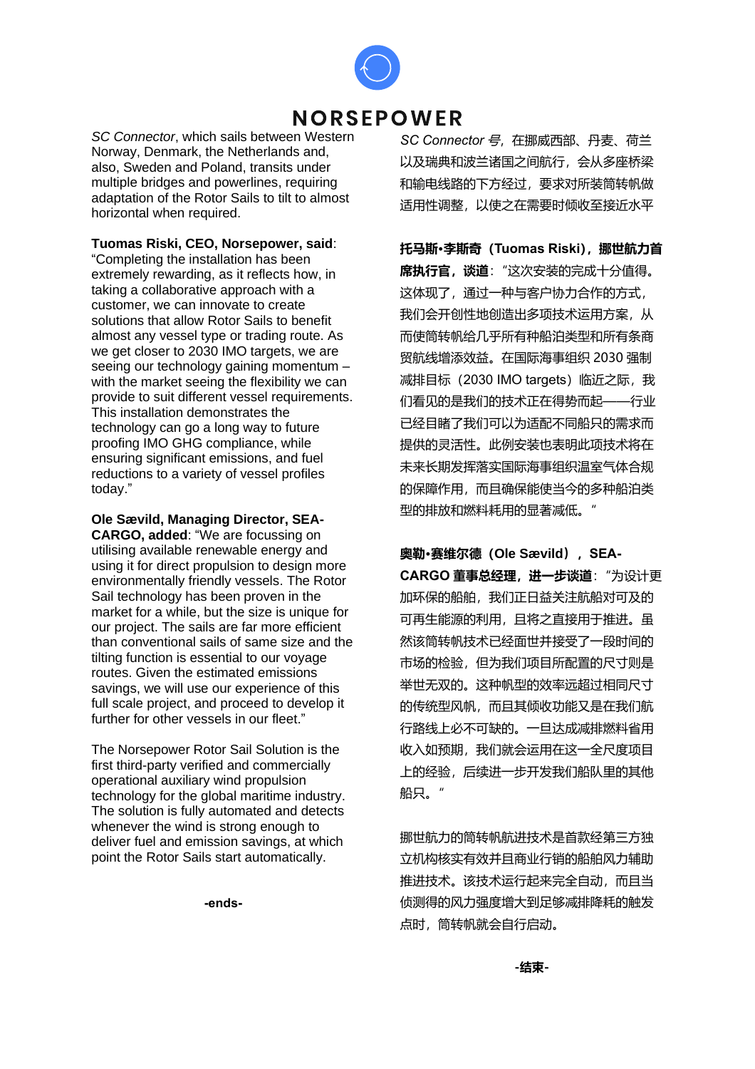*SC Connector*, which sails between Western Norway, Denmark, the Netherlands and, also, Sweden and Poland, transits under multiple bridges and powerlines, requiring adaptation of the Rotor Sails to tilt to almost horizontal when required.

**Tuomas Riski, CEO, Norsepower, said**: "Completing the installation has been extremely rewarding, as it reflects how, in taking a collaborative approach with a customer, we can innovate to create solutions that allow Rotor Sails to benefit almost any vessel type or trading route. As we get closer to 2030 IMO targets, we are seeing our technology gaining momentum – with the market seeing the flexibility we can provide to suit different vessel requirements. This installation demonstrates the technology can go a long way to future proofing IMO GHG compliance, while ensuring significant emissions, and fuel reductions to a variety of vessel profiles today."

**Ole Sævild, Managing Director, SEA-CARGO, added**: "We are focussing on utilising available renewable energy and using it for direct propulsion to design more environmentally friendly vessels. The Rotor Sail technology has been proven in the market for a while, but the size is unique for our project. The sails are far more efficient than conventional sails of same size and the tilting function is essential to our voyage routes. Given the estimated emissions savings, we will use our experience of this full scale project, and proceed to develop it further for other vessels in our fleet."

The Norsepower Rotor Sail Solution is the first third-party verified and commercially operational auxiliary wind propulsion technology for the global maritime industry. The solution is fully automated and detects whenever the wind is strong enough to deliver fuel and emission savings, at which point the Rotor Sails start automatically.

**-ends-**

*SC Connector 号*，在挪威西部、丹麦、荷兰以及瑞典和波兰诸国之间航行，会从多座桥梁和输电线路的下方经过，要求对所装筒转帆做适用性调整，以使之在需要时倾收至接近水平

**托马斯•李斯奇（Tuomas Riski），挪世航力首席执行官，谈道**："这次安装的完成十分值得。这体现了，通过一种与客户协力合作的方式，我们会开创性地创造出多项技术运用方案，从而使筒转帆给几乎所有种船舶类型和所有条商贸航线增添效益。在国际海事组织 2030 强制减排目标（2030 IMO targets）临近之际，我们看见的是我们的技术正在得势而起——行业已经目睹了我们可以为适配不同船只的需求而提供的灵活性。此例安装也表明此项技术将在未来长期发挥落实国际海事组织温室气体合规的保障作用，而且确保能使当今的多种船舶类型的排放和燃料耗用的显著减低。"

**奥勒•赛维尔德（Ole Sævild），SEA-CARGO 董事总经理，进一步谈道**："为设计更加环保的船舶，我们正日益关注航船对可及的可再生能源的利用，且将之直接用于推进。虽然该筒转帆技术已经面世并接受了一段时间的市场的检验，但为我们项目所配置的尺寸则是举世无双的。这种帆型的效率远超过相同尺寸的传统型风帆，而且其倾收功能又是在我们航行路线上必不可缺的。一旦达成减排燃料省用收入如预期，我们就会运用在这一全尺度项目上的经验，后续进一步开发我们船队里的其他船只。"

挪世航力的筒转帆航进技术是首款经第三方独立机构核实有效并且商业行销的船舶风力辅助推进技术。该技术运行起来完全自动，而且当侦测得的风力强度增大到足够减排降耗的触发点时，筒转帆就会自行启动。

**-结束-**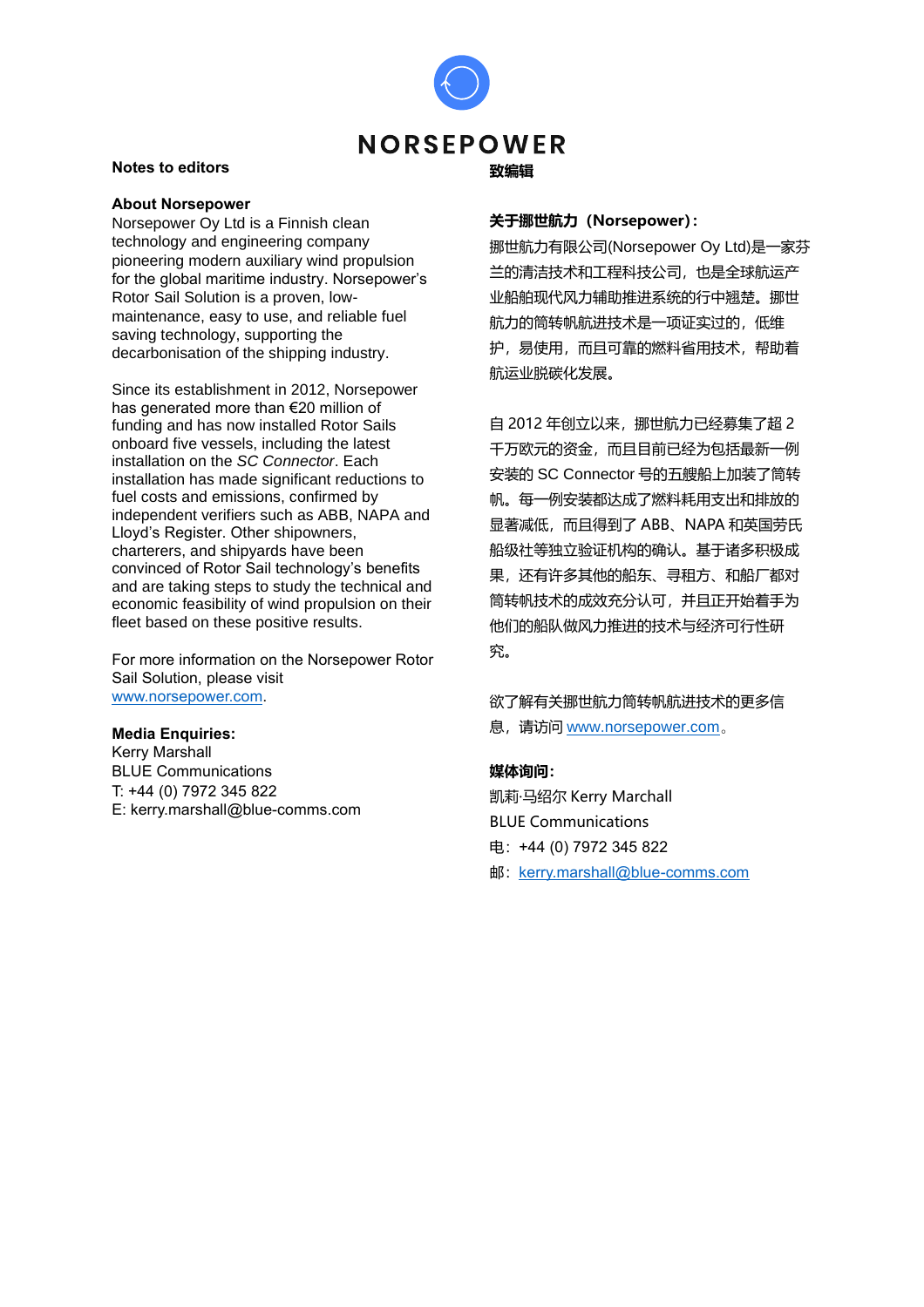NORSEPOWER

**Notes to editors**

**About Norsepower**

Norsepower Oy Ltd is a Finnish clean technology and engineering company pioneering modern auxiliary wind propulsion for the global maritime industry. Norsepower's Rotor Sail Solution is a proven, low-maintenance, easy to use, and reliable fuel saving technology, supporting the decarbonisation of the shipping industry.

Since its establishment in 2012, Norsepower has generated more than €20 million of funding and has now installed Rotor Sails onboard five vessels, including the latest installation on the *SC Connector*. Each installation has made significant reductions to fuel costs and emissions, confirmed by independent verifiers such as ABB, NAPA and Lloyd's Register. Other shipowners, charterers, and shipyards have been convinced of Rotor Sail technology's benefits and are taking steps to study the technical and economic feasibility of wind propulsion on their fleet based on these positive results.

For more information on the Norsepower Rotor Sail Solution, please visit www.norsepower.com.

**Media Enquiries:**

Kerry Marshall
BLUE Communications
T: +44 (0) 7972 345 822
E: kerry.marshall@blue-comms.com

**致编辑**

**关于挪世航力（Norsepower）：**

挪世航力有限公司(Norsepower Oy Ltd)是一家芬兰的清洁技术和工程科技公司，也是全球航运产业船舶现代风力辅助推进系统的行中翘楚。挪世航力的筒转帆航进技术是一项证实过的，低维护，易使用，而且可靠的燃料省用技术，帮助着航运业脱碳化发展。

自 2012 年创立以来，挪世航力已经募集了超 2 千万欧元的资金，而且目前已经为包括最新一例安装的 SC Connector 号的五艘船上加装了筒转帆。每一例安装都达成了燃料耗用支出和排放的显著减低，而且得到了 ABB、NAPA 和英国劳氏船级社等独立验证机构的确认。基于诸多积极成果，还有许多其他的船东、寻租方、和船厂都对筒转帆技术的成效充分认可，并且正开始着手为他们的船队做风力推进的技术与经济可行性研究。

欲了解有关挪世航力筒转帆航进技术的更多信息，请访问 www.norsepower.com。

**媒体询问：**

凯莉·马绍尔 Kerry Marchall
BLUE Communications
电：+44 (0) 7972 345 822
邮：kerry.marshall@blue-comms.com